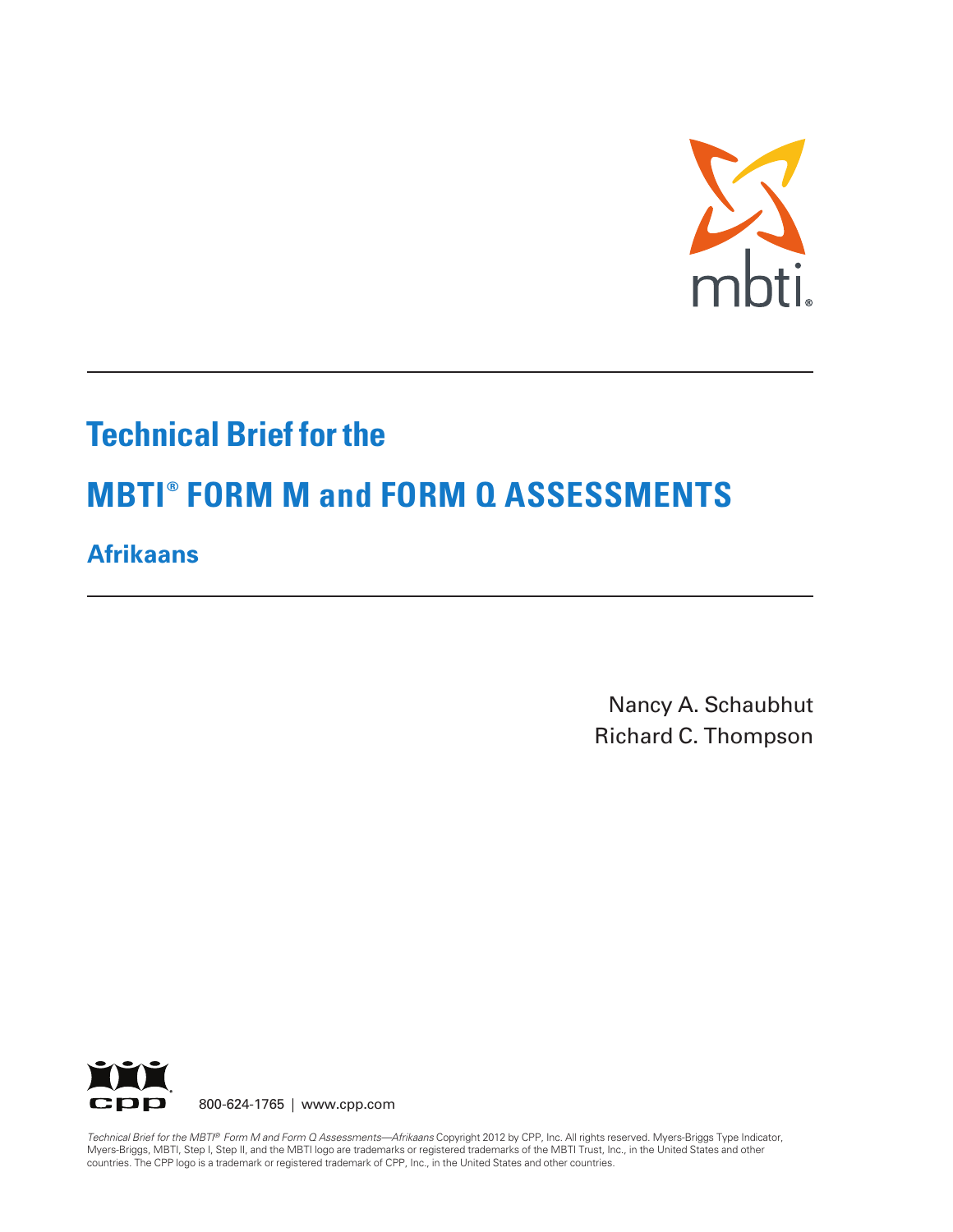# Technical Brief for the

# MBTI® FORM M and FORM Q ASSESSMENTS

## Afrikaans

Nancy A. Schaubhut
Richard C. Thompson

800-624-1765 | www.cpp.com

*Technical Brief for the MBTI® Form M and Form Q Assessments—Afrikaans* Copyright 2012 by CPP, Inc. All rights reserved. Myers-Briggs Type Indicator, Myers-Briggs, MBTI, Step I, Step II, and the MBTI logo are trademarks or registered trademarks of the MBTI Trust, Inc., in the United States and other countries. The CPP logo is a trademark or registered trademark of CPP, Inc., in the United States and other countries.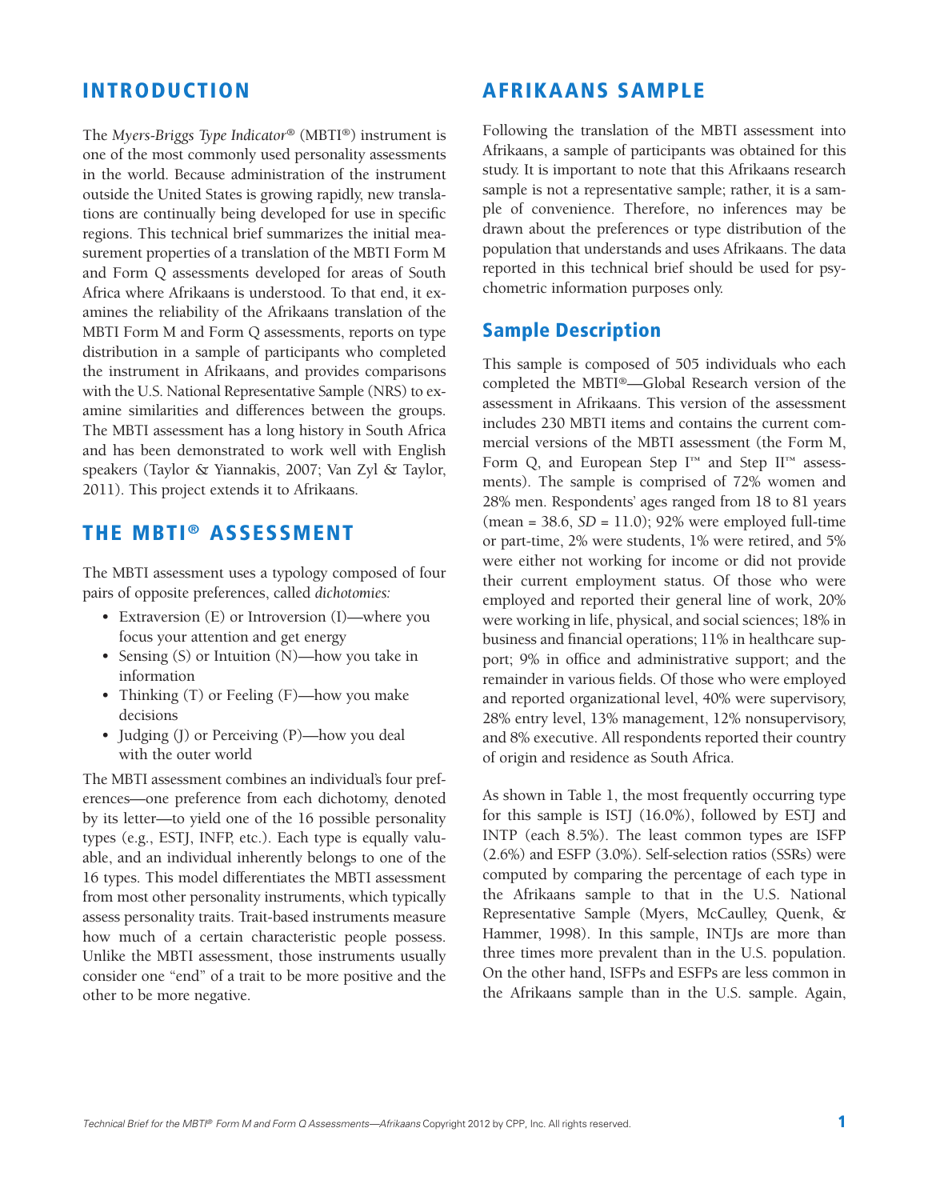## INTRODUCTION

The *Myers-Briggs Type Indicator®* (MBTI®) instrument is one of the most commonly used personality assessments in the world. Because administration of the instrument outside the United States is growing rapidly, new translations are continually being developed for use in specific regions. This technical brief summarizes the initial measurement properties of a translation of the MBTI Form M and Form Q assessments developed for areas of South Africa where Afrikaans is understood. To that end, it examines the reliability of the Afrikaans translation of the MBTI Form M and Form Q assessments, reports on type distribution in a sample of participants who completed the instrument in Afrikaans, and provides comparisons with the U.S. National Representative Sample (NRS) to examine similarities and differences between the groups. The MBTI assessment has a long history in South Africa and has been demonstrated to work well with English speakers (Taylor & Yiannakis, 2007; Van Zyl & Taylor, 2011). This project extends it to Afrikaans.

## THE MBTI® ASSESSMENT

The MBTI assessment uses a typology composed of four pairs of opposite preferences, called *dichotomies:*

- Extraversion (E) or Introversion (I)—where you focus your attention and get energy
- Sensing (S) or Intuition (N)—how you take in information
- Thinking (T) or Feeling (F)—how you make decisions
- Judging (J) or Perceiving (P)—how you deal with the outer world

The MBTI assessment combines an individual's four preferences—one preference from each dichotomy, denoted by its letter—to yield one of the 16 possible personality types (e.g., ESTJ, INFP, etc.). Each type is equally valuable, and an individual inherently belongs to one of the 16 types. This model differentiates the MBTI assessment from most other personality instruments, which typically assess personality traits. Trait-based instruments measure how much of a certain characteristic people possess. Unlike the MBTI assessment, those instruments usually consider one "end" of a trait to be more positive and the other to be more negative.

## AFRIKAANS SAMPLE

Following the translation of the MBTI assessment into Afrikaans, a sample of participants was obtained for this study. It is important to note that this Afrikaans research sample is not a representative sample; rather, it is a sample of convenience. Therefore, no inferences may be drawn about the preferences or type distribution of the population that understands and uses Afrikaans. The data reported in this technical brief should be used for psychometric information purposes only.

### Sample Description

This sample is composed of 505 individuals who each completed the MBTI®—Global Research version of the assessment in Afrikaans. This version of the assessment includes 230 MBTI items and contains the current commercial versions of the MBTI assessment (the Form M, Form Q, and European Step I™ and Step II™ assessments). The sample is comprised of 72% women and 28% men. Respondents' ages ranged from 18 to 81 years (mean = 38.6, *SD* = 11.0); 92% were employed full-time or part-time, 2% were students, 1% were retired, and 5% were either not working for income or did not provide their current employment status. Of those who were employed and reported their general line of work, 20% were working in life, physical, and social sciences; 18% in business and financial operations; 11% in healthcare support; 9% in office and administrative support; and the remainder in various fields. Of those who were employed and reported organizational level, 40% were supervisory, 28% entry level, 13% management, 12% nonsupervisory, and 8% executive. All respondents reported their country of origin and residence as South Africa.

As shown in Table 1, the most frequently occurring type for this sample is ISTJ (16.0%), followed by ESTJ and INTP (each 8.5%). The least common types are ISFP (2.6%) and ESFP (3.0%). Self-selection ratios (SSRs) were computed by comparing the percentage of each type in the Afrikaans sample to that in the U.S. National Representative Sample (Myers, McCaulley, Quenk, & Hammer, 1998). In this sample, INTJs are more than three times more prevalent than in the U.S. population. On the other hand, ISFPs and ESFPs are less common in the Afrikaans sample than in the U.S. sample. Again,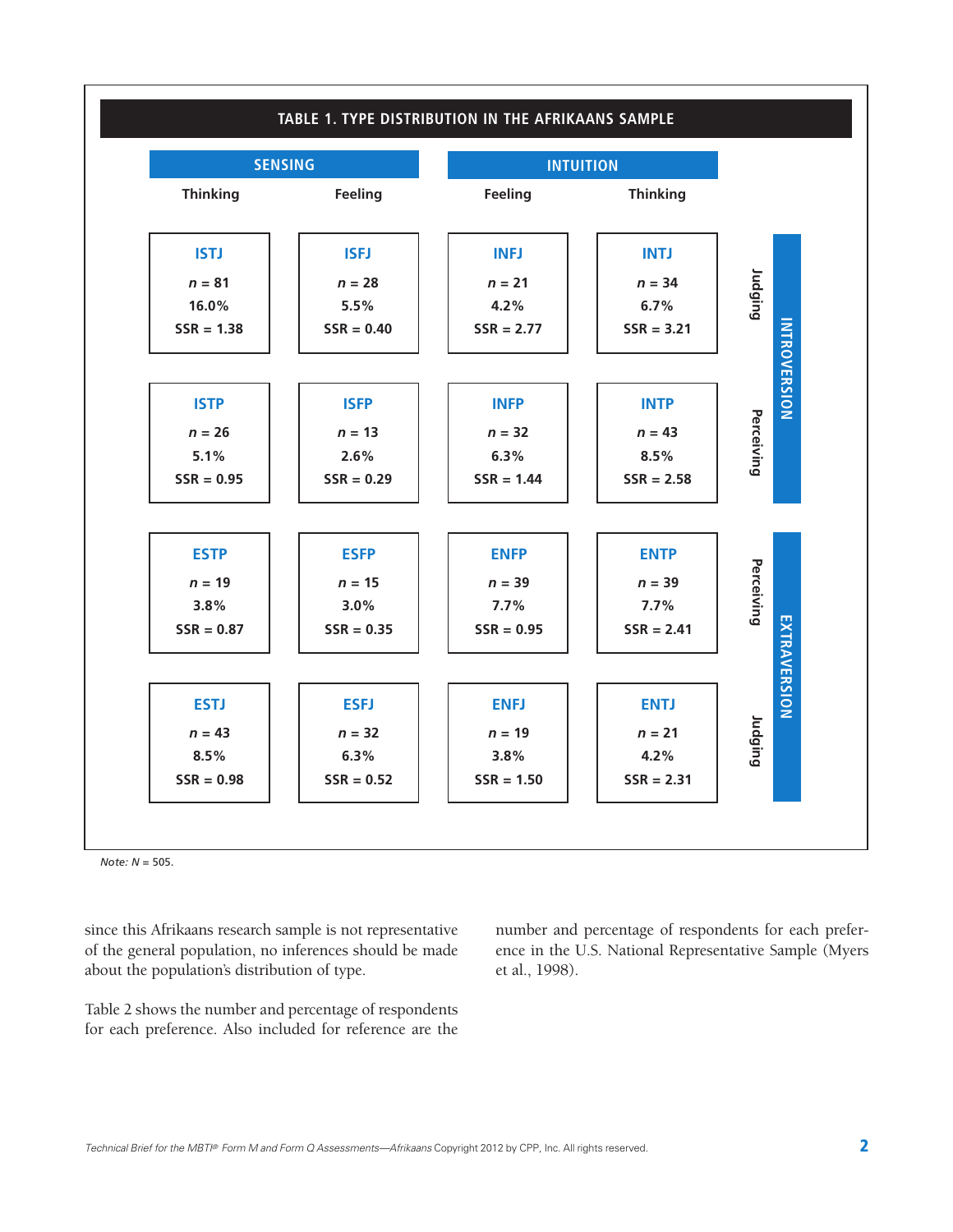**TABLE 1. TYPE DISTRIBUTION IN THE AFRIKAANS SAMPLE**

| | | SENSING | | INTUITION | | |
|---|---|---|---|---|---|---|
| | | Thinking | Feeling | Feeling | Thinking | |
| INTROVERSION | Judging | **ISTJ**<br>*n* = 81<br>16.0%<br>SSR = 1.38 | **ISFJ**<br>*n* = 28<br>5.5%<br>SSR = 0.40 | **INFJ**<br>*n* = 21<br>4.2%<br>SSR = 2.77 | **INTJ**<br>*n* = 34<br>6.7%<br>SSR = 3.21 | |
| INTROVERSION | Perceiving | **ISTP**<br>*n* = 26<br>5.1%<br>SSR = 0.95 | **ISFP**<br>*n* = 13<br>2.6%<br>SSR = 0.29 | **INFP**<br>*n* = 32<br>6.3%<br>SSR = 1.44 | **INTP**<br>*n* = 43<br>8.5%<br>SSR = 2.58 | |
| EXTRAVERSION | Perceiving | **ESTP**<br>*n* = 19<br>3.8%<br>SSR = 0.87 | **ESFP**<br>*n* = 15<br>3.0%<br>SSR = 0.35 | **ENFP**<br>*n* = 39<br>7.7%<br>SSR = 0.95 | **ENTP**<br>*n* = 39<br>7.7%<br>SSR = 2.41 | |
| EXTRAVERSION | Judging | **ESTJ**<br>*n* = 43<br>8.5%<br>SSR = 0.98 | **ESFJ**<br>*n* = 32<br>6.3%<br>SSR = 0.52 | **ENFJ**<br>*n* = 19<br>3.8%<br>SSR = 1.50 | **ENTJ**<br>*n* = 21<br>4.2%<br>SSR = 2.31 | |

*Note: N* = 505.

since this Afrikaans research sample is not representative of the general population, no inferences should be made about the population's distribution of type.

Table 2 shows the number and percentage of respondents for each preference. Also included for reference are the number and percentage of respondents for each preference in the U.S. National Representative Sample (Myers et al., 1998).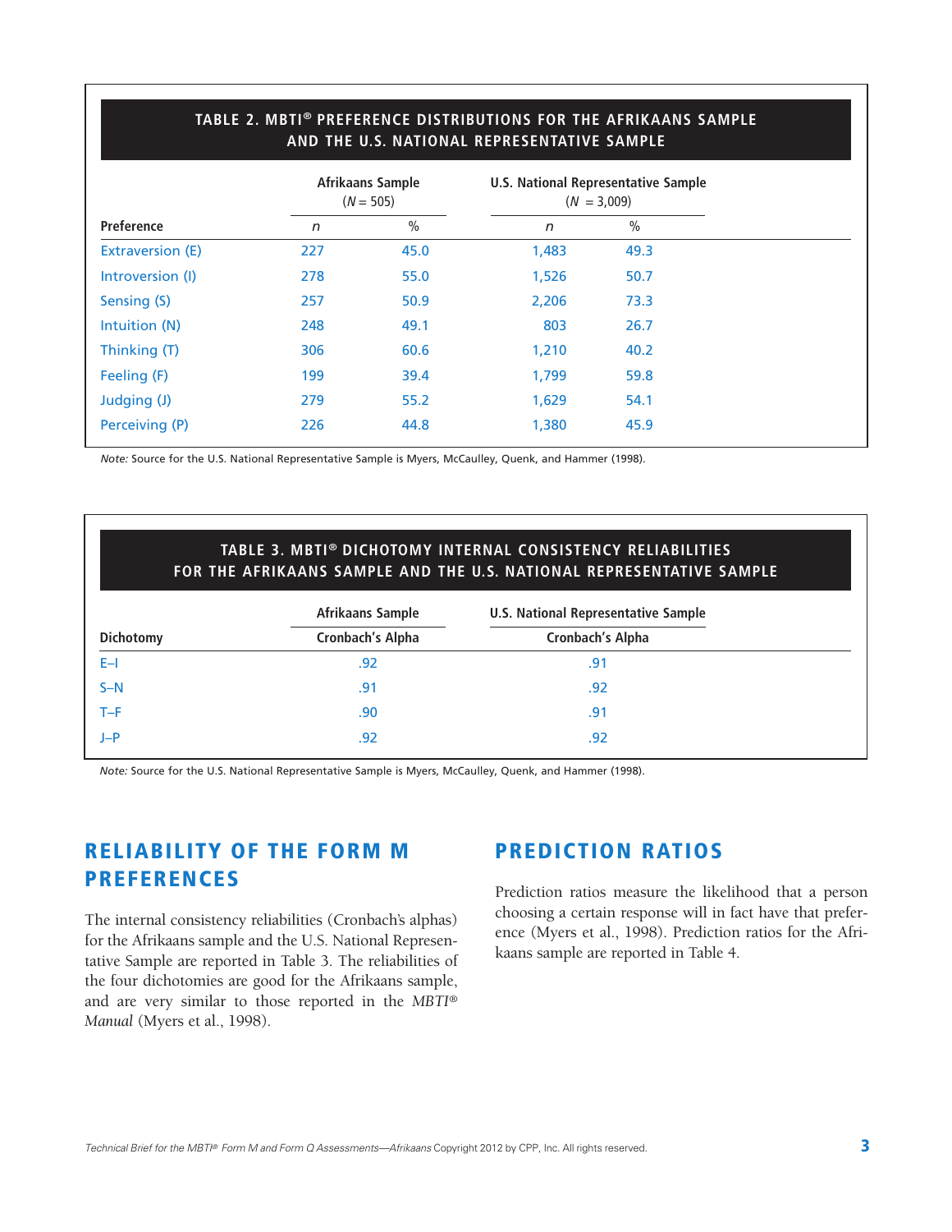**TABLE 2. MBTI® PREFERENCE DISTRIBUTIONS FOR THE AFRIKAANS SAMPLE AND THE U.S. NATIONAL REPRESENTATIVE SAMPLE**

| | Afrikaans Sample ($N$ = 505) | | U.S. National Representative Sample ($N$ = 3,009) | |
|---|---|---|---|---|
| Preference | *n* | % | *n* | % |
| Extraversion (E) | 227 | 45.0 | 1,483 | 49.3 |
| Introversion (I) | 278 | 55.0 | 1,526 | 50.7 |
| Sensing (S) | 257 | 50.9 | 2,206 | 73.3 |
| Intuition (N) | 248 | 49.1 | 803 | 26.7 |
| Thinking (T) | 306 | 60.6 | 1,210 | 40.2 |
| Feeling (F) | 199 | 39.4 | 1,799 | 59.8 |
| Judging (J) | 279 | 55.2 | 1,629 | 54.1 |
| Perceiving (P) | 226 | 44.8 | 1,380 | 45.9 |

*Note:* Source for the U.S. National Representative Sample is Myers, McCaulley, Quenk, and Hammer (1998).

**TABLE 3. MBTI® DICHOTOMY INTERNAL CONSISTENCY RELIABILITIES FOR THE AFRIKAANS SAMPLE AND THE U.S. NATIONAL REPRESENTATIVE SAMPLE**

| | Afrikaans Sample | U.S. National Representative Sample |
|---|---|---|
| Dichotomy | Cronbach's Alpha | Cronbach's Alpha |
| E–I | .92 | .91 |
| S–N | .91 | .92 |
| T–F | .90 | .91 |
| J–P | .92 | .92 |

*Note:* Source for the U.S. National Representative Sample is Myers, McCaulley, Quenk, and Hammer (1998).

## RELIABILITY OF THE FORM M PREFERENCES

The internal consistency reliabilities (Cronbach's alphas) for the Afrikaans sample and the U.S. National Representative Sample are reported in Table 3. The reliabilities of the four dichotomies are good for the Afrikaans sample, and are very similar to those reported in the *MBTI® Manual* (Myers et al., 1998).

## PREDICTION RATIOS

Prediction ratios measure the likelihood that a person choosing a certain response will in fact have that preference (Myers et al., 1998). Prediction ratios for the Afrikaans sample are reported in Table 4.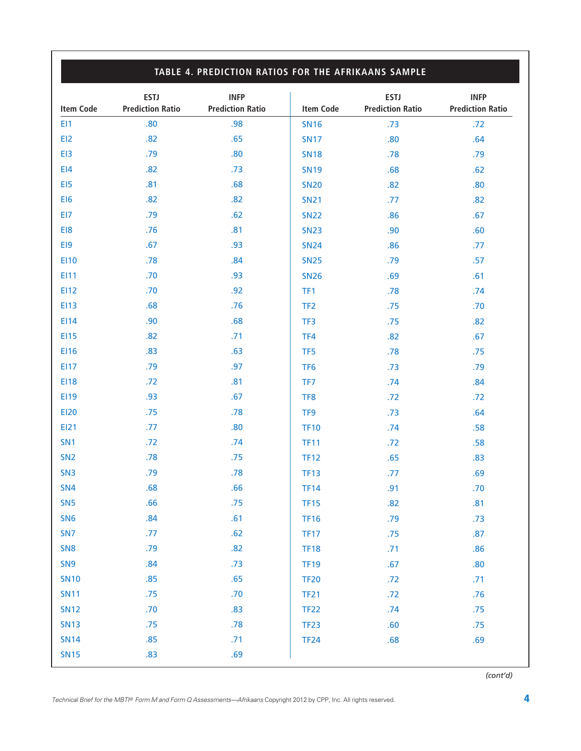## TABLE 4. PREDICTION RATIOS FOR THE AFRIKAANS SAMPLE

| Item Code | ESTJ Prediction Ratio | INFP Prediction Ratio | Item Code | ESTJ Prediction Ratio | INFP Prediction Ratio |
|---|---|---|---|---|---|
| EI1 | .80 | .98 | SN16 | .73 | .72 |
| EI2 | .82 | .65 | SN17 | .80 | .64 |
| EI3 | .79 | .80 | SN18 | .78 | .79 |
| EI4 | .82 | .73 | SN19 | .68 | .62 |
| EI5 | .81 | .68 | SN20 | .82 | .80 |
| EI6 | .82 | .82 | SN21 | .77 | .82 |
| EI7 | .79 | .62 | SN22 | .86 | .67 |
| EI8 | .76 | .81 | SN23 | .90 | .60 |
| EI9 | .67 | .93 | SN24 | .86 | .77 |
| EI10 | .78 | .84 | SN25 | .79 | .57 |
| EI11 | .70 | .93 | SN26 | .69 | .61 |
| EI12 | .70 | .92 | TF1 | .78 | .74 |
| EI13 | .68 | .76 | TF2 | .75 | .70 |
| EI14 | .90 | .68 | TF3 | .75 | .82 |
| EI15 | .82 | .71 | TF4 | .82 | .67 |
| EI16 | .83 | .63 | TF5 | .78 | .75 |
| EI17 | .79 | .97 | TF6 | .73 | .79 |
| EI18 | .72 | .81 | TF7 | .74 | .84 |
| EI19 | .93 | .67 | TF8 | .72 | .72 |
| EI20 | .75 | .78 | TF9 | .73 | .64 |
| EI21 | .77 | .80 | TF10 | .74 | .58 |
| SN1 | .72 | .74 | TF11 | .72 | .58 |
| SN2 | .78 | .75 | TF12 | .65 | .83 |
| SN3 | .79 | .78 | TF13 | .77 | .69 |
| SN4 | .68 | .66 | TF14 | .91 | .70 |
| SN5 | .66 | .75 | TF15 | .82 | .81 |
| SN6 | .84 | .61 | TF16 | .79 | .73 |
| SN7 | .77 | .62 | TF17 | .75 | .87 |
| SN8 | .79 | .82 | TF18 | .71 | .86 |
| SN9 | .84 | .73 | TF19 | .67 | .80 |
| SN10 | .85 | .65 | TF20 | .72 | .71 |
| SN11 | .75 | .70 | TF21 | .72 | .76 |
| SN12 | .70 | .83 | TF22 | .74 | .75 |
| SN13 | .75 | .78 | TF23 | .60 | .75 |
| SN14 | .85 | .71 | TF24 | .68 | .69 |
| SN15 | .83 | .69 | | | |

*(cont'd)*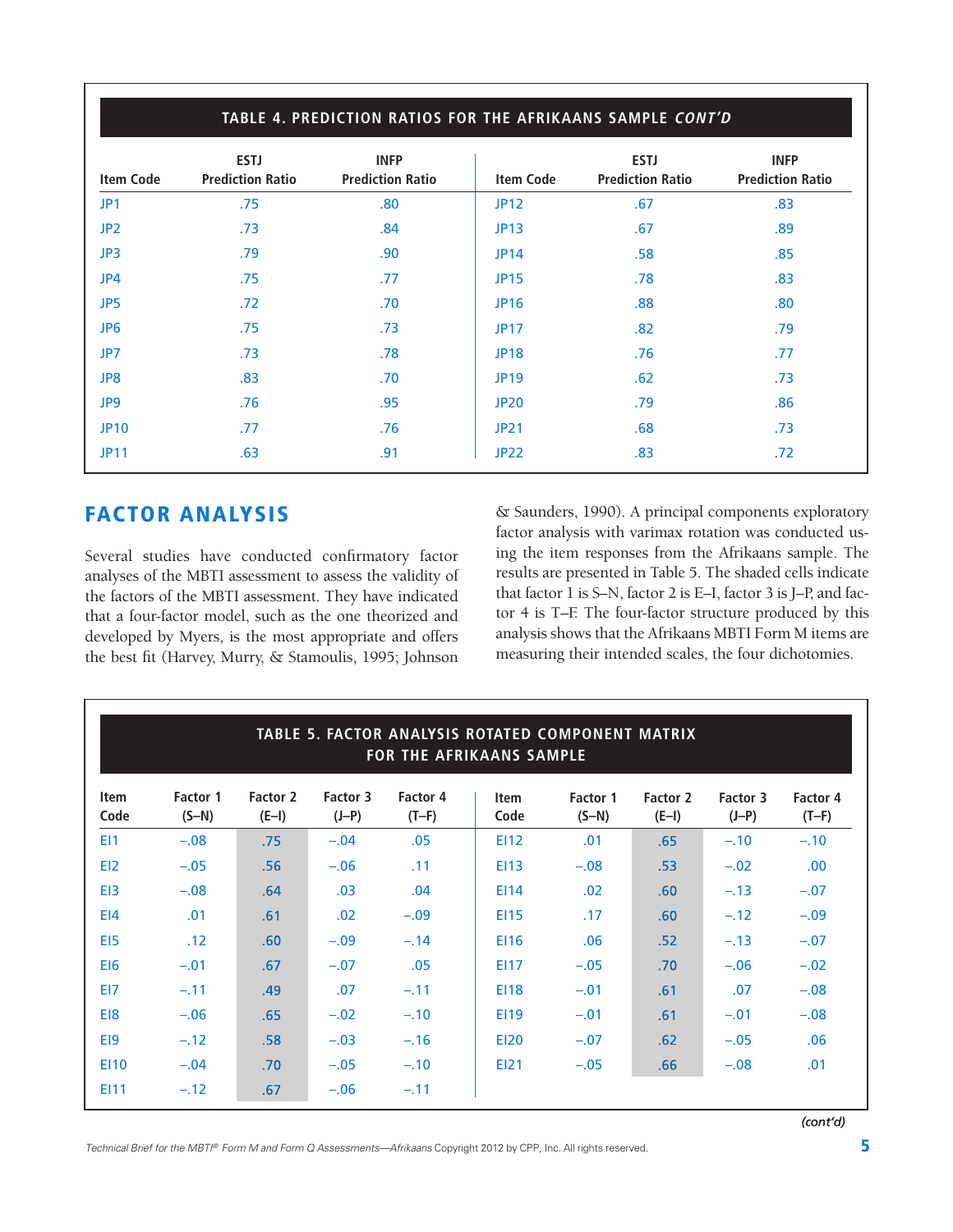**TABLE 4. PREDICTION RATIOS FOR THE AFRIKAANS SAMPLE *CONT'D***

| Item Code | ESTJ Prediction Ratio | INFP Prediction Ratio | Item Code | ESTJ Prediction Ratio | INFP Prediction Ratio |
|---|---|---|---|---|---|
| JP1 | .75 | .80 | JP12 | .67 | .83 |
| JP2 | .73 | .84 | JP13 | .67 | .89 |
| JP3 | .79 | .90 | JP14 | .58 | .85 |
| JP4 | .75 | .77 | JP15 | .78 | .83 |
| JP5 | .72 | .70 | JP16 | .88 | .80 |
| JP6 | .75 | .73 | JP17 | .82 | .79 |
| JP7 | .73 | .78 | JP18 | .76 | .77 |
| JP8 | .83 | .70 | JP19 | .62 | .73 |
| JP9 | .76 | .95 | JP20 | .79 | .86 |
| JP10 | .77 | .76 | JP21 | .68 | .73 |
| JP11 | .63 | .91 | JP22 | .83 | .72 |

## FACTOR ANALYSIS

Several studies have conducted confirmatory factor analyses of the MBTI assessment to assess the validity of the factors of the MBTI assessment. They have indicated that a four-factor model, such as the one theorized and developed by Myers, is the most appropriate and offers the best fit (Harvey, Murry, & Stamoulis, 1995; Johnson & Saunders, 1990). A principal components exploratory factor analysis with varimax rotation was conducted using the item responses from the Afrikaans sample. The results are presented in Table 5. The shaded cells indicate that factor 1 is S–N, factor 2 is E–I, factor 3 is J–P, and factor 4 is T–F. The four-factor structure produced by this analysis shows that the Afrikaans MBTI Form M items are measuring their intended scales, the four dichotomies.

**TABLE 5. FACTOR ANALYSIS ROTATED COMPONENT MATRIX FOR THE AFRIKAANS SAMPLE**

| Item Code | Factor 1 (S–N) | Factor 2 (E–I) | Factor 3 (J–P) | Factor 4 (T–F) | Item Code | Factor 1 (S–N) | Factor 2 (E–I) | Factor 3 (J–P) | Factor 4 (T–F) |
|---|---|---|---|---|---|---|---|---|---|
| EI1 | –.08 | .75 | –.04 | .05 | EI12 | .01 | .65 | –.10 | –.10 |
| EI2 | –.05 | .56 | –.06 | .11 | EI13 | –.08 | .53 | –.02 | .00 |
| EI3 | –.08 | .64 | .03 | .04 | EI14 | .02 | .60 | –.13 | –.07 |
| EI4 | .01 | .61 | .02 | –.09 | EI15 | .17 | .60 | –.12 | –.09 |
| EI5 | .12 | .60 | –.09 | –.14 | EI16 | .06 | .52 | –.13 | –.07 |
| EI6 | –.01 | .67 | –.07 | .05 | EI17 | –.05 | .70 | –.06 | –.02 |
| EI7 | –.11 | .49 | .07 | –.11 | EI18 | –.01 | .61 | .07 | –.08 |
| EI8 | –.06 | .65 | –.02 | –.10 | EI19 | –.01 | .61 | –.01 | –.08 |
| EI9 | –.12 | .58 | –.03 | –.16 | EI20 | –.07 | .62 | –.05 | .06 |
| EI10 | –.04 | .70 | –.05 | –.10 | EI21 | –.05 | .66 | –.08 | .01 |
| EI11 | –.12 | .67 | –.06 | –.11 | | | | | |

*(cont'd)*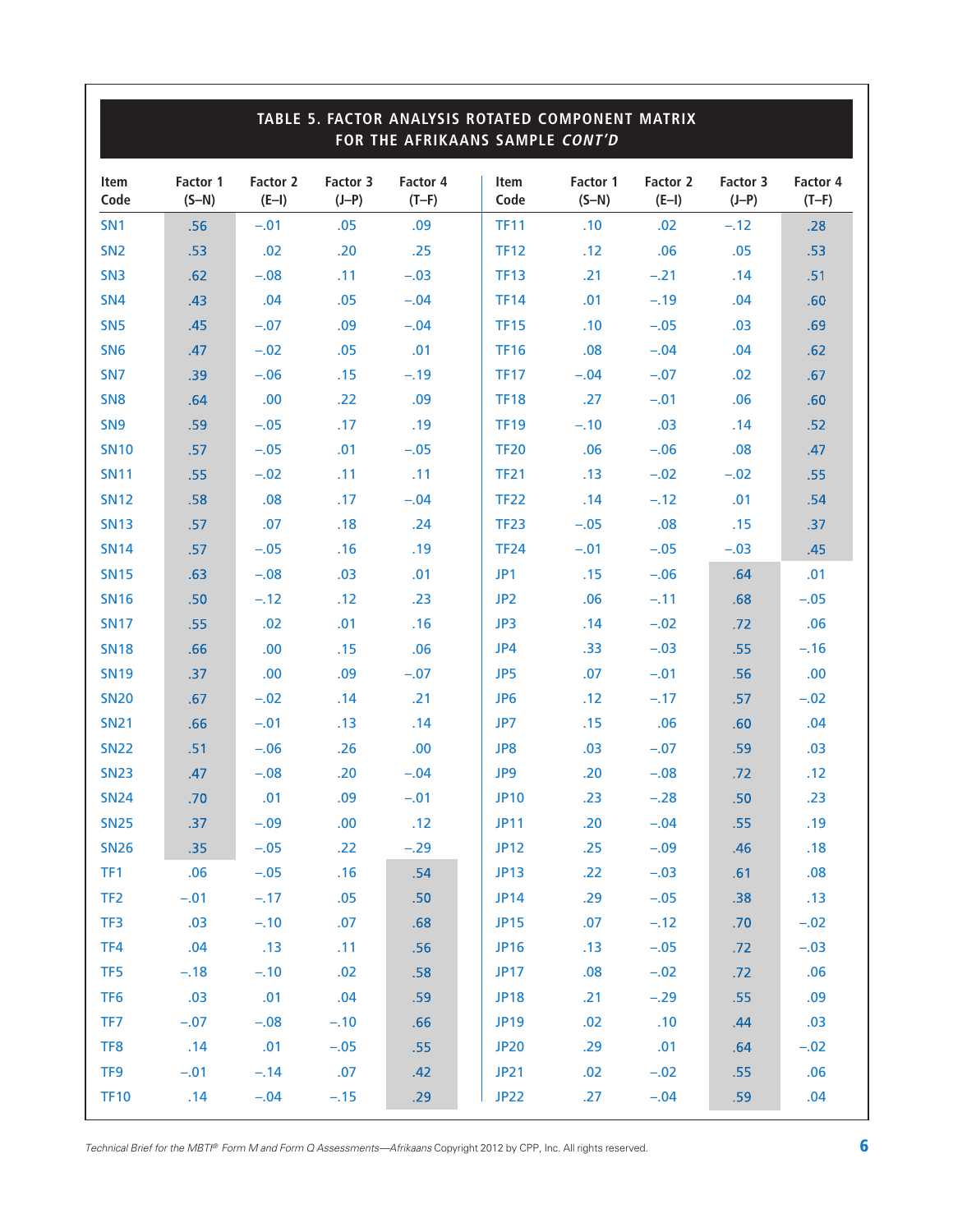## TABLE 5. FACTOR ANALYSIS ROTATED COMPONENT MATRIX FOR THE AFRIKAANS SAMPLE *CONT'D*

| Item Code | Factor 1 (S–N) | Factor 2 (E–I) | Factor 3 (J–P) | Factor 4 (T–F) | Item Code | Factor 1 (S–N) | Factor 2 (E–I) | Factor 3 (J–P) | Factor 4 (T–F) |
|---|---|---|---|---|---|---|---|---|---|
| SN1 | .56 | –.01 | .05 | .09 | TF11 | .10 | .02 | –.12 | .28 |
| SN2 | .53 | .02 | .20 | .25 | TF12 | .12 | .06 | .05 | .53 |
| SN3 | .62 | –.08 | .11 | –.03 | TF13 | .21 | –.21 | .14 | .51 |
| SN4 | .43 | .04 | .05 | –.04 | TF14 | .01 | –.19 | .04 | .60 |
| SN5 | .45 | –.07 | .09 | –.04 | TF15 | .10 | –.05 | .03 | .69 |
| SN6 | .47 | –.02 | .05 | .01 | TF16 | .08 | –.04 | .04 | .62 |
| SN7 | .39 | –.06 | .15 | –.19 | TF17 | –.04 | –.07 | .02 | .67 |
| SN8 | .64 | .00 | .22 | .09 | TF18 | .27 | –.01 | .06 | .60 |
| SN9 | .59 | –.05 | .17 | .19 | TF19 | –.10 | .03 | .14 | .52 |
| SN10 | .57 | –.05 | .01 | –.05 | TF20 | .06 | –.06 | .08 | .47 |
| SN11 | .55 | –.02 | .11 | .11 | TF21 | .13 | –.02 | –.02 | .55 |
| SN12 | .58 | .08 | .17 | –.04 | TF22 | .14 | –.12 | .01 | .54 |
| SN13 | .57 | .07 | .18 | .24 | TF23 | –.05 | .08 | .15 | .37 |
| SN14 | .57 | –.05 | .16 | .19 | TF24 | –.01 | –.05 | –.03 | .45 |
| SN15 | .63 | –.08 | .03 | .01 | JP1 | .15 | –.06 | .64 | .01 |
| SN16 | .50 | –.12 | .12 | .23 | JP2 | .06 | –.11 | .68 | –.05 |
| SN17 | .55 | .02 | .01 | .16 | JP3 | .14 | –.02 | .72 | .06 |
| SN18 | .66 | .00 | .15 | .06 | JP4 | .33 | –.03 | .55 | –.16 |
| SN19 | .37 | .00 | .09 | –.07 | JP5 | .07 | –.01 | .56 | .00 |
| SN20 | .67 | –.02 | .14 | .21 | JP6 | .12 | –.17 | .57 | –.02 |
| SN21 | .66 | –.01 | .13 | .14 | JP7 | .15 | .06 | .60 | .04 |
| SN22 | .51 | –.06 | .26 | .00 | JP8 | .03 | –.07 | .59 | .03 |
| SN23 | .47 | –.08 | .20 | –.04 | JP9 | .20 | –.08 | .72 | .12 |
| SN24 | .70 | .01 | .09 | –.01 | JP10 | .23 | –.28 | .50 | .23 |
| SN25 | .37 | –.09 | .00 | .12 | JP11 | .20 | –.04 | .55 | .19 |
| SN26 | .35 | –.05 | .22 | –.29 | JP12 | .25 | –.09 | .46 | .18 |
| TF1 | .06 | –.05 | .16 | .54 | JP13 | .22 | –.03 | .61 | .08 |
| TF2 | –.01 | –.17 | .05 | .50 | JP14 | .29 | –.05 | .38 | .13 |
| TF3 | .03 | –.10 | .07 | .68 | JP15 | .07 | –.12 | .70 | –.02 |
| TF4 | .04 | .13 | .11 | .56 | JP16 | .13 | –.05 | .72 | –.03 |
| TF5 | –.18 | –.10 | .02 | .58 | JP17 | .08 | –.02 | .72 | .06 |
| TF6 | .03 | .01 | .04 | .59 | JP18 | .21 | –.29 | .55 | .09 |
| TF7 | –.07 | –.08 | –.10 | .66 | JP19 | .02 | .10 | .44 | .03 |
| TF8 | .14 | .01 | –.05 | .55 | JP20 | .29 | .01 | .64 | –.02 |
| TF9 | –.01 | –.14 | .07 | .42 | JP21 | .02 | –.02 | .55 | .06 |
| TF10 | .14 | –.04 | –.15 | .29 | JP22 | .27 | –.04 | .59 | .04 |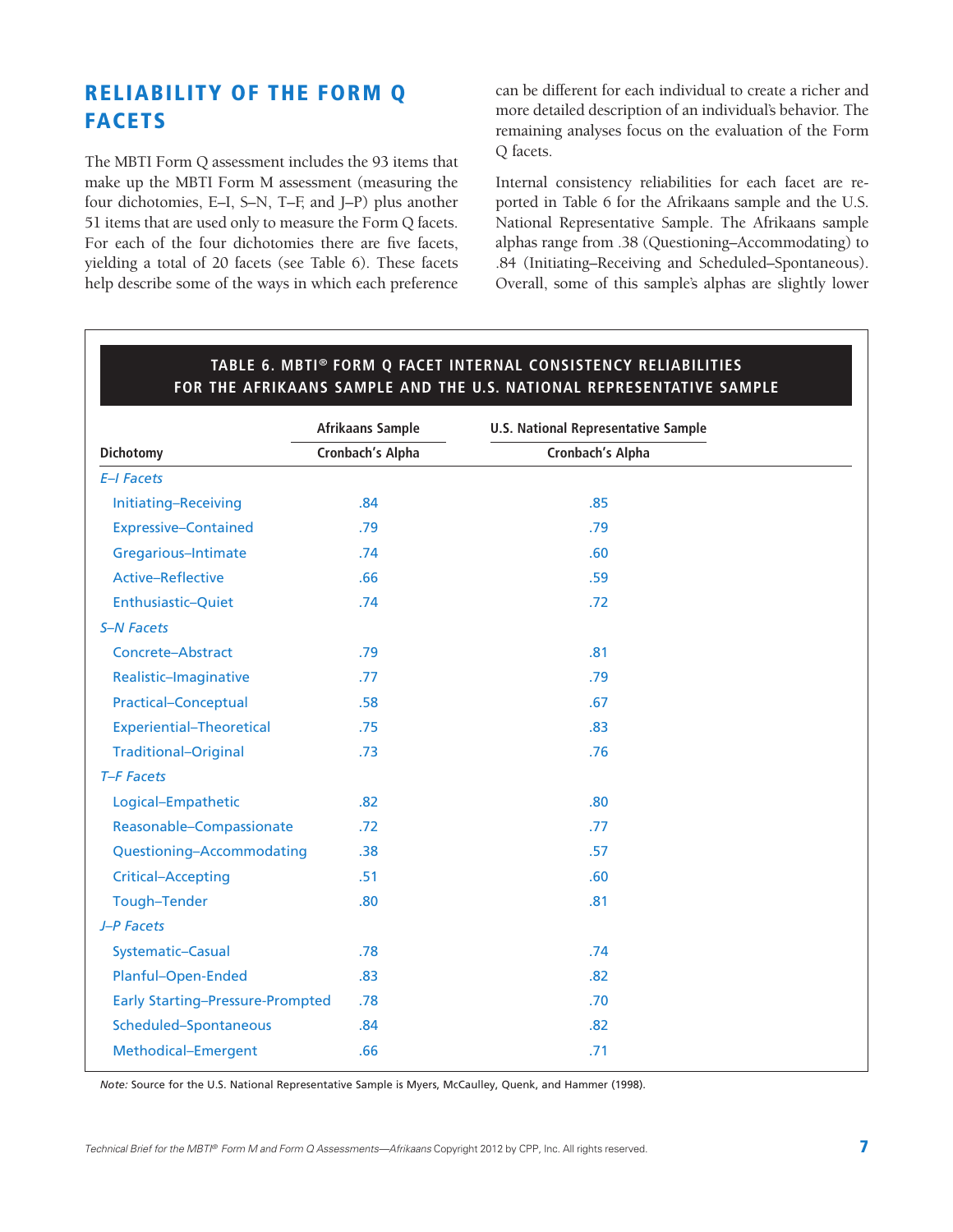## RELIABILITY OF THE FORM Q FACETS

The MBTI Form Q assessment includes the 93 items that make up the MBTI Form M assessment (measuring the four dichotomies, E–I, S–N, T–F, and J–P) plus another 51 items that are used only to measure the Form Q facets. For each of the four dichotomies there are five facets, yielding a total of 20 facets (see Table 6). These facets help describe some of the ways in which each preference can be different for each individual to create a richer and more detailed description of an individual's behavior. The remaining analyses focus on the evaluation of the Form Q facets.

Internal consistency reliabilities for each facet are reported in Table 6 for the Afrikaans sample and the U.S. National Representative Sample. The Afrikaans sample alphas range from .38 (Questioning–Accommodating) to .84 (Initiating–Receiving and Scheduled–Spontaneous). Overall, some of this sample's alphas are slightly lower

**TABLE 6. MBTI® FORM Q FACET INTERNAL CONSISTENCY RELIABILITIES FOR THE AFRIKAANS SAMPLE AND THE U.S. NATIONAL REPRESENTATIVE SAMPLE**

| | Afrikaans Sample | U.S. National Representative Sample |
|---|---|---|
| Dichotomy | Cronbach's Alpha | Cronbach's Alpha |
| *E–I Facets* | | |
| Initiating–Receiving | .84 | .85 |
| Expressive–Contained | .79 | .79 |
| Gregarious–Intimate | .74 | .60 |
| Active–Reflective | .66 | .59 |
| Enthusiastic–Quiet | .74 | .72 |
| *S–N Facets* | | |
| Concrete–Abstract | .79 | .81 |
| Realistic–Imaginative | .77 | .79 |
| Practical–Conceptual | .58 | .67 |
| Experiential–Theoretical | .75 | .83 |
| Traditional–Original | .73 | .76 |
| *T–F Facets* | | |
| Logical–Empathetic | .82 | .80 |
| Reasonable–Compassionate | .72 | .77 |
| Questioning–Accommodating | .38 | .57 |
| Critical–Accepting | .51 | .60 |
| Tough–Tender | .80 | .81 |
| *J–P Facets* | | |
| Systematic–Casual | .78 | .74 |
| Planful–Open-Ended | .83 | .82 |
| Early Starting–Pressure-Prompted | .78 | .70 |
| Scheduled–Spontaneous | .84 | .82 |
| Methodical–Emergent | .66 | .71 |

*Note:* Source for the U.S. National Representative Sample is Myers, McCaulley, Quenk, and Hammer (1998).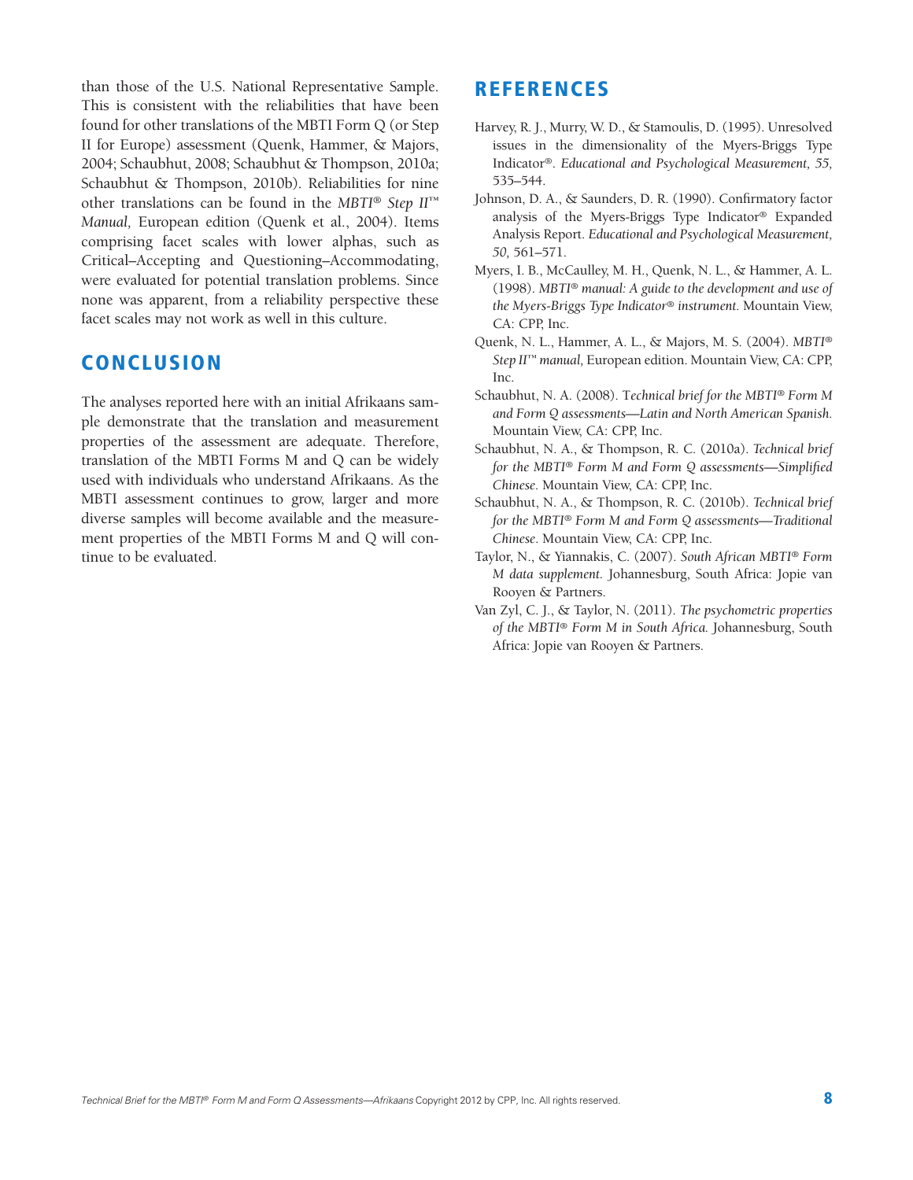than those of the U.S. National Representative Sample. This is consistent with the reliabilities that have been found for other translations of the MBTI Form Q (or Step II for Europe) assessment (Quenk, Hammer, & Majors, 2004; Schaubhut, 2008; Schaubhut & Thompson, 2010a; Schaubhut & Thompson, 2010b). Reliabilities for nine other translations can be found in the *MBTI® Step II™ Manual,* European edition (Quenk et al., 2004). Items comprising facet scales with lower alphas, such as Critical–Accepting and Questioning–Accommodating, were evaluated for potential translation problems. Since none was apparent, from a reliability perspective these facet scales may not work as well in this culture.

## CONCLUSION

The analyses reported here with an initial Afrikaans sample demonstrate that the translation and measurement properties of the assessment are adequate. Therefore, translation of the MBTI Forms M and Q can be widely used with individuals who understand Afrikaans. As the MBTI assessment continues to grow, larger and more diverse samples will become available and the measurement properties of the MBTI Forms M and Q will continue to be evaluated.

## REFERENCES

Harvey, R. J., Murry, W. D., & Stamoulis, D. (1995). Unresolved issues in the dimensionality of the Myers-Briggs Type Indicator®. *Educational and Psychological Measurement, 55,* 535–544.

Johnson, D. A., & Saunders, D. R. (1990). Confirmatory factor analysis of the Myers-Briggs Type Indicator® Expanded Analysis Report. *Educational and Psychological Measurement, 50,* 561–571.

Myers, I. B., McCaulley, M. H., Quenk, N. L., & Hammer, A. L. (1998). *MBTI® manual: A guide to the development and use of the Myers-Briggs Type Indicator® instrument.* Mountain View, CA: CPP, Inc.

Quenk, N. L., Hammer, A. L., & Majors, M. S. (2004). *MBTI® Step II™ manual,* European edition. Mountain View, CA: CPP, Inc.

Schaubhut, N. A. (2008). T*echnical brief for the MBTI® Form M and Form Q assessments—Latin and North American Spanish.* Mountain View, CA: CPP, Inc.

Schaubhut, N. A., & Thompson, R. C. (2010a). *Technical brief for the MBTI® Form M and Form Q assessments—Simplified Chinese.* Mountain View, CA: CPP, Inc.

Schaubhut, N. A., & Thompson, R. C. (2010b). *Technical brief for the MBTI® Form M and Form Q assessments—Traditional Chinese*. Mountain View, CA: CPP, Inc.

Taylor, N., & Yiannakis, C. (2007). *South African MBTI® Form M data supplement.* Johannesburg, South Africa: Jopie van Rooyen & Partners.

Van Zyl, C. J., & Taylor, N. (2011). *The psychometric properties of the MBTI® Form M in South Africa.* Johannesburg, South Africa: Jopie van Rooyen & Partners.